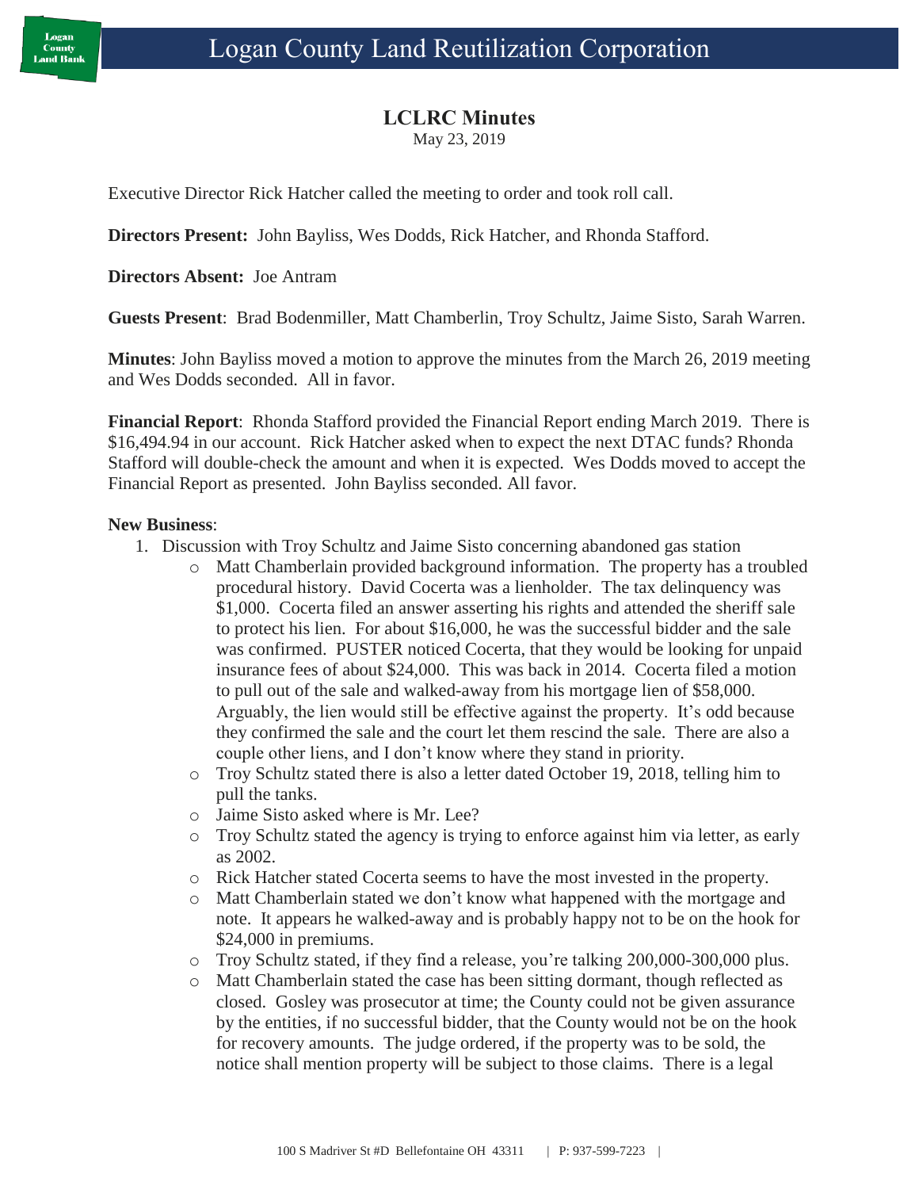# Logan County Land Reutilization Corporation

## LCLRC Minutes

May 23, 2019

Executive Director Rick Hatcher called the meeting to order and took roll call.

**Directors Present:** John Bayliss, Wes Dodds, Rick Hatcher, and Rhonda Stafford.

**Directors Absent:** Joe Antram

**Guests Present**: Brad Bodenmiller, Matt Chamberlin, Troy Schultz, Jaime Sisto, Sarah Warren.

**Minutes**: John Bayliss moved a motion to approve the minutes from the March 26, 2019 meeting and Wes Dodds seconded. All in favor.

**Financial Report**: Rhonda Stafford provided the Financial Report ending March 2019. There is $16,494.94 in our account. Rick Hatcher asked when to expect the next DTAC funds? Rhonda Stafford will double-check the amount and when it is expected. Wes Dodds moved to accept the Financial Report as presented. John Bayliss seconded. All favor.

**New Business**:

1. Discussion with Troy Schultz and Jaime Sisto concerning abandoned gas station
   - Matt Chamberlain provided background information. The property has a troubled procedural history. David Cocerta was a lienholder. The tax delinquency was $1,000. Cocerta filed an answer asserting his rights and attended the sheriff sale to protect his lien. For about $16,000, he was the successful bidder and the sale was confirmed. PUSTER noticed Cocerta, that they would be looking for unpaid insurance fees of about $24,000. This was back in 2014. Cocerta filed a motion to pull out of the sale and walked-away from his mortgage lien of $58,000. Arguably, the lien would still be effective against the property. It's odd because they confirmed the sale and the court let them rescind the sale. There are also a couple other liens, and I don't know where they stand in priority.
   - Troy Schultz stated there is also a letter dated October 19, 2018, telling him to pull the tanks.
   - Jaime Sisto asked where is Mr. Lee?
   - Troy Schultz stated the agency is trying to enforce against him via letter, as early as 2002.
   - Rick Hatcher stated Cocerta seems to have the most invested in the property.
   - Matt Chamberlain stated we don't know what happened with the mortgage and note. It appears he walked-away and is probably happy not to be on the hook for $24,000 in premiums.
   - Troy Schultz stated, if they find a release, you're talking 200,000-300,000 plus.
   - Matt Chamberlain stated the case has been sitting dormant, though reflected as closed. Gosley was prosecutor at time; the County could not be given assurance by the entities, if no successful bidder, that the County would not be on the hook for recovery amounts. The judge ordered, if the property was to be sold, the notice shall mention property will be subject to those claims. There is a legal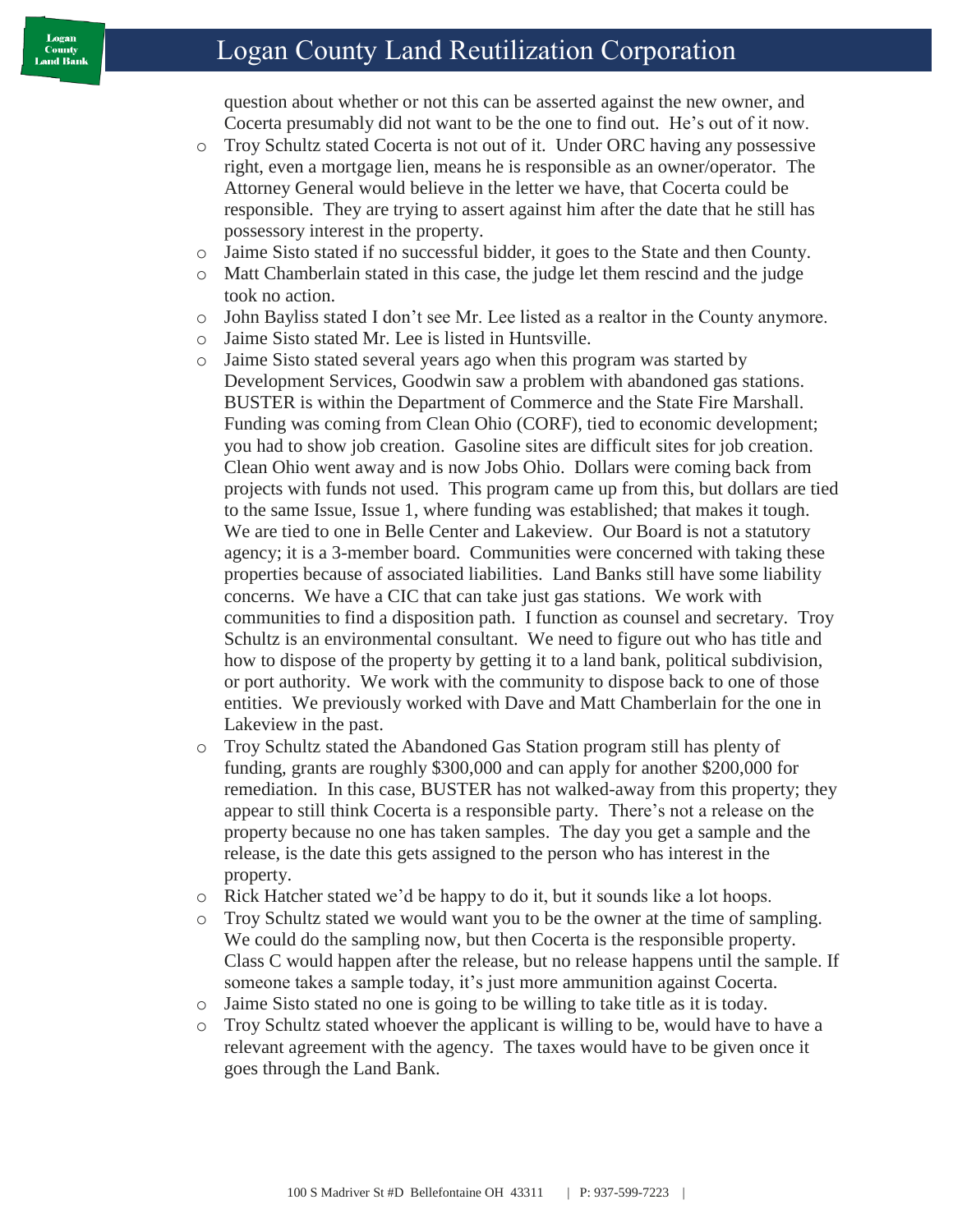question about whether or not this can be asserted against the new owner, and Cocerta presumably did not want to be the one to find out. He's out of it now.

- Troy Schultz stated Cocerta is not out of it. Under ORC having any possessive right, even a mortgage lien, means he is responsible as an owner/operator. The Attorney General would believe in the letter we have, that Cocerta could be responsible. They are trying to assert against him after the date that he still has possessory interest in the property.
- Jaime Sisto stated if no successful bidder, it goes to the State and then County.
- Matt Chamberlain stated in this case, the judge let them rescind and the judge took no action.
- John Bayliss stated I don't see Mr. Lee listed as a realtor in the County anymore.
- Jaime Sisto stated Mr. Lee is listed in Huntsville.
- Jaime Sisto stated several years ago when this program was started by Development Services, Goodwin saw a problem with abandoned gas stations. BUSTER is within the Department of Commerce and the State Fire Marshall. Funding was coming from Clean Ohio (CORF), tied to economic development; you had to show job creation. Gasoline sites are difficult sites for job creation. Clean Ohio went away and is now Jobs Ohio. Dollars were coming back from projects with funds not used. This program came up from this, but dollars are tied to the same Issue, Issue 1, where funding was established; that makes it tough. We are tied to one in Belle Center and Lakeview. Our Board is not a statutory agency; it is a 3-member board. Communities were concerned with taking these properties because of associated liabilities. Land Banks still have some liability concerns. We have a CIC that can take just gas stations. We work with communities to find a disposition path. I function as counsel and secretary. Troy Schultz is an environmental consultant. We need to figure out who has title and how to dispose of the property by getting it to a land bank, political subdivision, or port authority. We work with the community to dispose back to one of those entities. We previously worked with Dave and Matt Chamberlain for the one in Lakeview in the past.
- Troy Schultz stated the Abandoned Gas Station program still has plenty of funding, grants are roughly $300,000 and can apply for another $200,000 for remediation. In this case, BUSTER has not walked-away from this property; they appear to still think Cocerta is a responsible party. There's not a release on the property because no one has taken samples. The day you get a sample and the release, is the date this gets assigned to the person who has interest in the property.
- Rick Hatcher stated we'd be happy to do it, but it sounds like a lot hoops.
- Troy Schultz stated we would want you to be the owner at the time of sampling. We could do the sampling now, but then Cocerta is the responsible property. Class C would happen after the release, but no release happens until the sample. If someone takes a sample today, it's just more ammunition against Cocerta.
- Jaime Sisto stated no one is going to be willing to take title as it is today.
- Troy Schultz stated whoever the applicant is willing to be, would have to have a relevant agreement with the agency. The taxes would have to be given once it goes through the Land Bank.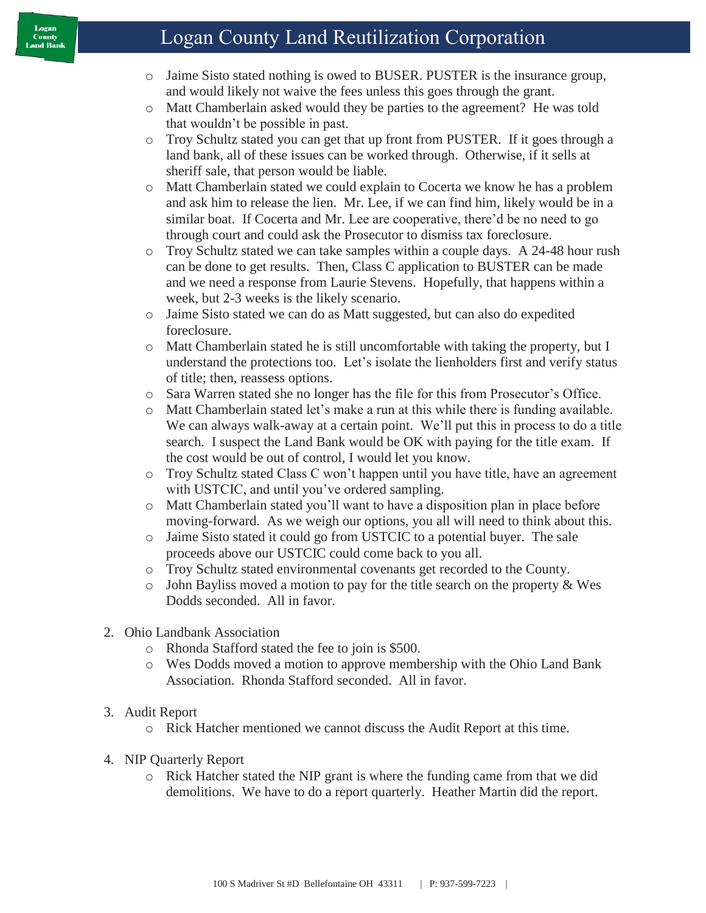- Jaime Sisto stated nothing is owed to BUSER. PUSTER is the insurance group, and would likely not waive the fees unless this goes through the grant.
- Matt Chamberlain asked would they be parties to the agreement? He was told that wouldn't be possible in past.
- Troy Schultz stated you can get that up front from PUSTER. If it goes through a land bank, all of these issues can be worked through. Otherwise, if it sells at sheriff sale, that person would be liable.
- Matt Chamberlain stated we could explain to Cocerta we know he has a problem and ask him to release the lien. Mr. Lee, if we can find him, likely would be in a similar boat. If Cocerta and Mr. Lee are cooperative, there'd be no need to go through court and could ask the Prosecutor to dismiss tax foreclosure.
- Troy Schultz stated we can take samples within a couple days. A 24-48 hour rush can be done to get results. Then, Class C application to BUSTER can be made and we need a response from Laurie Stevens. Hopefully, that happens within a week, but 2-3 weeks is the likely scenario.
- Jaime Sisto stated we can do as Matt suggested, but can also do expedited foreclosure.
- Matt Chamberlain stated he is still uncomfortable with taking the property, but I understand the protections too. Let's isolate the lienholders first and verify status of title; then, reassess options.
- Sara Warren stated she no longer has the file for this from Prosecutor's Office.
- Matt Chamberlain stated let's make a run at this while there is funding available. We can always walk-away at a certain point. We'll put this in process to do a title search. I suspect the Land Bank would be OK with paying for the title exam. If the cost would be out of control, I would let you know.
- Troy Schultz stated Class C won't happen until you have title, have an agreement with USTCIC, and until you've ordered sampling.
- Matt Chamberlain stated you'll want to have a disposition plan in place before moving-forward. As we weigh our options, you all will need to think about this.
- Jaime Sisto stated it could go from USTCIC to a potential buyer. The sale proceeds above our USTCIC could come back to you all.
- Troy Schultz stated environmental covenants get recorded to the County.
- John Bayliss moved a motion to pay for the title search on the property & Wes Dodds seconded. All in favor.

2. Ohio Landbank Association
   - Rhonda Stafford stated the fee to join is $500.
   - Wes Dodds moved a motion to approve membership with the Ohio Land Bank Association. Rhonda Stafford seconded. All in favor.

3. Audit Report
   - Rick Hatcher mentioned we cannot discuss the Audit Report at this time.

4. NIP Quarterly Report
   - Rick Hatcher stated the NIP grant is where the funding came from that we did demolitions. We have to do a report quarterly. Heather Martin did the report.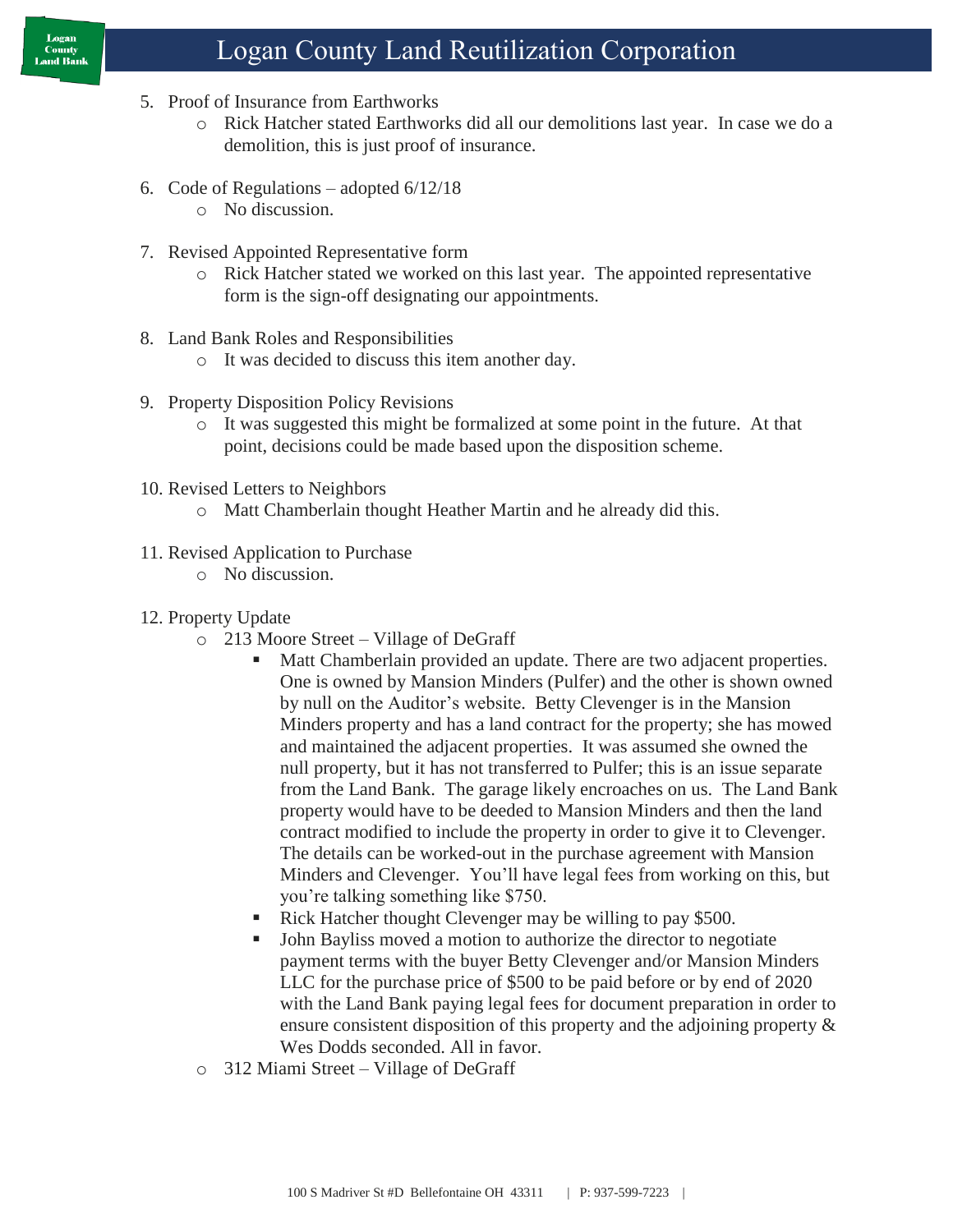5. Proof of Insurance from Earthworks
    - Rick Hatcher stated Earthworks did all our demolitions last year. In case we do a demolition, this is just proof of insurance.

6. Code of Regulations – adopted 6/12/18
    - No discussion.

7. Revised Appointed Representative form
    - Rick Hatcher stated we worked on this last year. The appointed representative form is the sign-off designating our appointments.

8. Land Bank Roles and Responsibilities
    - It was decided to discuss this item another day.

9. Property Disposition Policy Revisions
    - It was suggested this might be formalized at some point in the future. At that point, decisions could be made based upon the disposition scheme.

10. Revised Letters to Neighbors
    - Matt Chamberlain thought Heather Martin and he already did this.

11. Revised Application to Purchase
    - No discussion.

12. Property Update
    - 213 Moore Street – Village of DeGraff
        - Matt Chamberlain provided an update. There are two adjacent properties. One is owned by Mansion Minders (Pulfer) and the other is shown owned by null on the Auditor's website. Betty Clevenger is in the Mansion Minders property and has a land contract for the property; she has mowed and maintained the adjacent properties. It was assumed she owned the null property, but it has not transferred to Pulfer; this is an issue separate from the Land Bank. The garage likely encroaches on us. The Land Bank property would have to be deeded to Mansion Minders and then the land contract modified to include the property in order to give it to Clevenger. The details can be worked-out in the purchase agreement with Mansion Minders and Clevenger. You'll have legal fees from working on this, but you're talking something like $750.
        - Rick Hatcher thought Clevenger may be willing to pay $500.
        - John Bayliss moved a motion to authorize the director to negotiate payment terms with the buyer Betty Clevenger and/or Mansion Minders LLC for the purchase price of $500 to be paid before or by end of 2020 with the Land Bank paying legal fees for document preparation in order to ensure consistent disposition of this property and the adjoining property & Wes Dodds seconded. All in favor.
    - 312 Miami Street – Village of DeGraff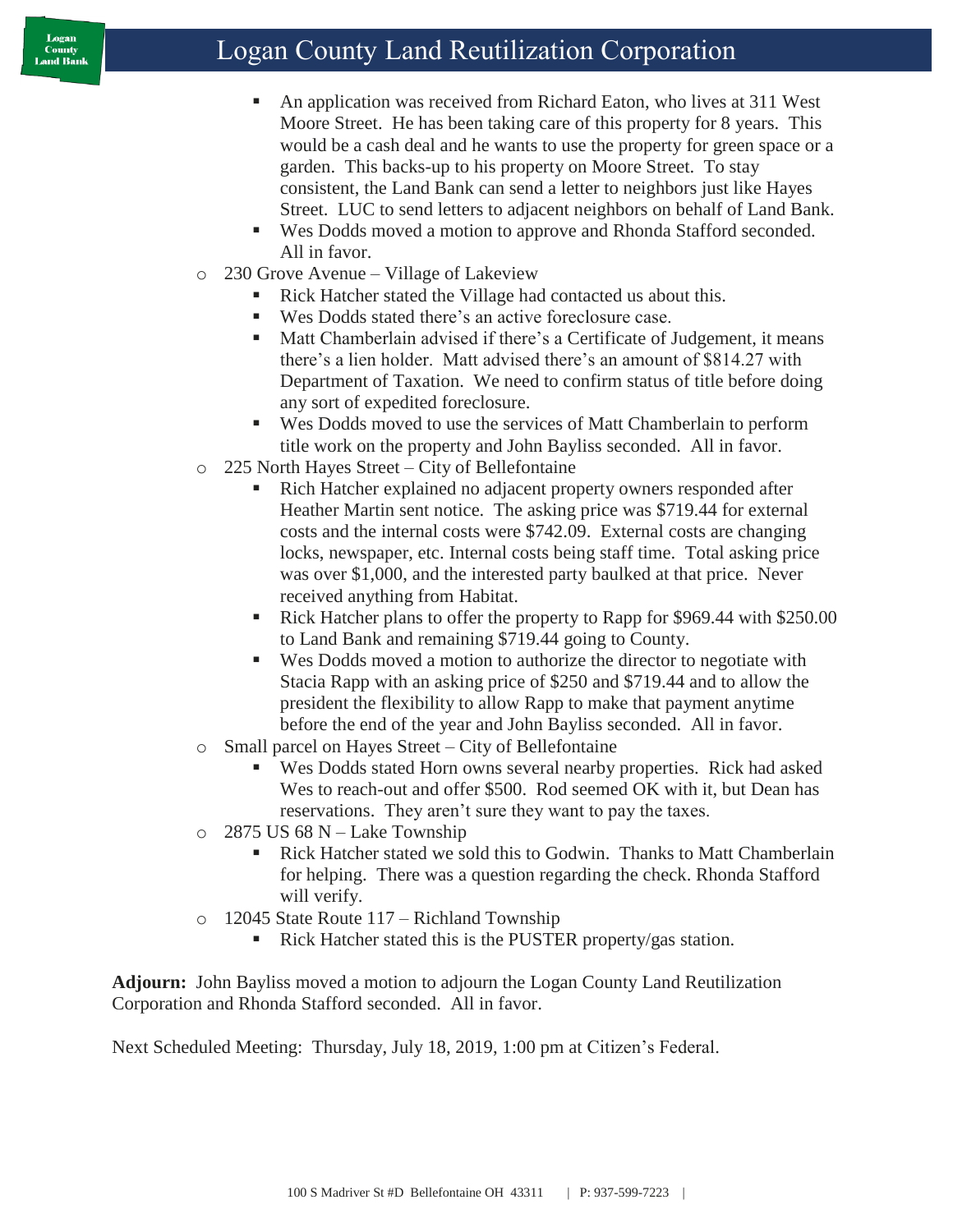- An application was received from Richard Eaton, who lives at 311 West Moore Street. He has been taking care of this property for 8 years. This would be a cash deal and he wants to use the property for green space or a garden. This backs-up to his property on Moore Street. To stay consistent, the Land Bank can send a letter to neighbors just like Hayes Street. LUC to send letters to adjacent neighbors on behalf of Land Bank.
    - Wes Dodds moved a motion to approve and Rhonda Stafford seconded. All in favor.
  - 230 Grove Avenue – Village of Lakeview
    - Rick Hatcher stated the Village had contacted us about this.
    - Wes Dodds stated there's an active foreclosure case.
    - Matt Chamberlain advised if there's a Certificate of Judgement, it means there's a lien holder. Matt advised there's an amount of $814.27 with Department of Taxation. We need to confirm status of title before doing any sort of expedited foreclosure.
    - Wes Dodds moved to use the services of Matt Chamberlain to perform title work on the property and John Bayliss seconded. All in favor.
  - 225 North Hayes Street – City of Bellefontaine
    - Rich Hatcher explained no adjacent property owners responded after Heather Martin sent notice. The asking price was $719.44 for external costs and the internal costs were $742.09. External costs are changing locks, newspaper, etc. Internal costs being staff time. Total asking price was over $1,000, and the interested party baulked at that price. Never received anything from Habitat.
    - Rick Hatcher plans to offer the property to Rapp for $969.44 with $250.00 to Land Bank and remaining $719.44 going to County.
    - Wes Dodds moved a motion to authorize the director to negotiate with Stacia Rapp with an asking price of $250 and $719.44 and to allow the president the flexibility to allow Rapp to make that payment anytime before the end of the year and John Bayliss seconded. All in favor.
  - Small parcel on Hayes Street – City of Bellefontaine
    - Wes Dodds stated Horn owns several nearby properties. Rick had asked Wes to reach-out and offer $500. Rod seemed OK with it, but Dean has reservations. They aren't sure they want to pay the taxes.
  - 2875 US 68 N – Lake Township
    - Rick Hatcher stated we sold this to Godwin. Thanks to Matt Chamberlain for helping. There was a question regarding the check. Rhonda Stafford will verify.
  - 12045 State Route 117 – Richland Township
    - Rick Hatcher stated this is the PUSTER property/gas station.

**Adjourn:** John Bayliss moved a motion to adjourn the Logan County Land Reutilization Corporation and Rhonda Stafford seconded. All in favor.

Next Scheduled Meeting: Thursday, July 18, 2019, 1:00 pm at Citizen's Federal.